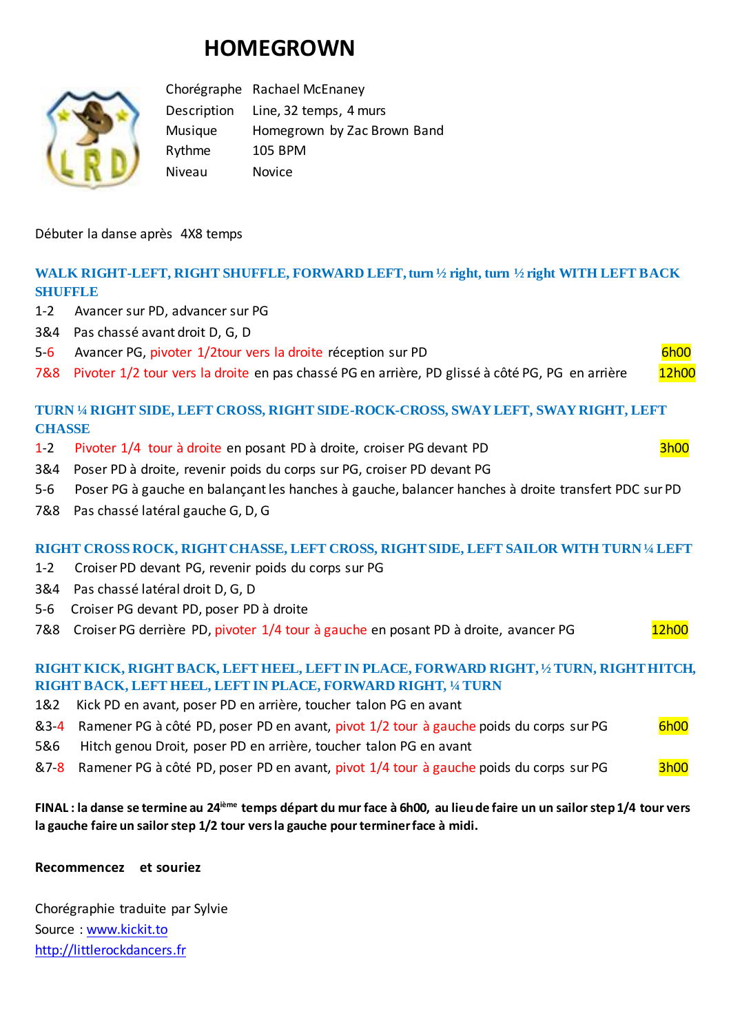# HOMEGROWN

| | |
|---|---|
| Chorégraphe | Rachael McEnaney |
| Description | Line, 32 temps, 4 murs |
| Musique | Homegrown by Zac Brown Band |
| Rythme | 105 BPM |
| Niveau | Novice |

Débuter la danse après 4X8 temps

### WALK RIGHT-LEFT, RIGHT SHUFFLE, FORWARD LEFT, turn ½ right, turn ½ right WITH LEFT BACK SHUFFLE

1-2 Avancer sur PD, advancer sur PG
3&4 Pas chassé avant droit D, G, D
5-6 Avancer PG, pivoter 1/2tour vers la droite réception sur PD — 6h00
7&8 Pivoter 1/2 tour vers la droite en pas chassé PG en arrière, PD glissé à côté PG, PG en arrière — 12h00

### TURN ¼ RIGHT SIDE, LEFT CROSS, RIGHT SIDE-ROCK-CROSS, SWAY LEFT, SWAY RIGHT, LEFT CHASSE

1-2 Pivoter 1/4 tour à droite en posant PD à droite, croiser PG devant PD — 3h00
3&4 Poser PD à droite, revenir poids du corps sur PG, croiser PD devant PG
5-6 Poser PG à gauche en balançant les hanches à gauche, balancer hanches à droite transfert PDC sur PD
7&8 Pas chassé latéral gauche G, D, G

### RIGHT CROSS ROCK, RIGHT CHASSE, LEFT CROSS, RIGHT SIDE, LEFT SAILOR WITH TURN ¼ LEFT

1-2 Croiser PD devant PG, revenir poids du corps sur PG
3&4 Pas chassé latéral droit D, G, D
5-6 Croiser PG devant PD, poser PD à droite
7&8 Croiser PG derrière PD, pivoter 1/4 tour à gauche en posant PD à droite, avancer PG — 12h00

### RIGHT KICK, RIGHT BACK, LEFT HEEL, LEFT IN PLACE, FORWARD RIGHT, ½ TURN, RIGHT HITCH, RIGHT BACK, LEFT HEEL, LEFT IN PLACE, FORWARD RIGHT, ¼ TURN

1&2 Kick PD en avant, poser PD en arrière, toucher talon PG en avant
&3-4 Ramener PG à côté PD, poser PD en avant, pivot 1/2 tour à gauche poids du corps sur PG — 6h00
5&6 Hitch genou Droit, poser PD en arrière, toucher talon PG en avant
&7-8 Ramener PG à côté PD, poser PD en avant, pivot 1/4 tour à gauche poids du corps sur PG — 3h00

**FINAL : la danse se termine au 24ième temps départ du mur face à 6h00, au lieu de faire un un sailor step 1/4 tour vers la gauche faire un sailor step 1/2 tour vers la gauche pour terminer face à midi.**

**Recommencez et souriez**

Chorégraphie traduite par Sylvie
Source : www.kickit.to
http://littlerockdancers.fr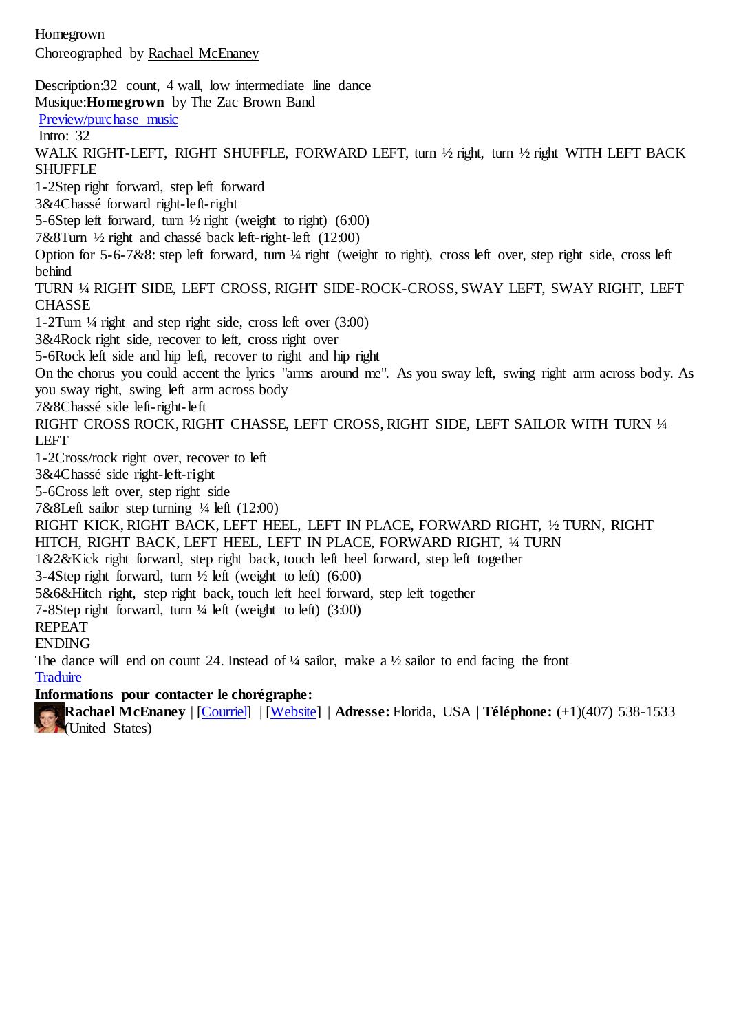Homegrown

Choreographed by Rachael McEnaney

Description:32 count, 4 wall, low intermediate line dance

Musique:**Homegrown** by The Zac Brown Band

Preview/purchase music

Intro: 32

WALK RIGHT-LEFT, RIGHT SHUFFLE, FORWARD LEFT, turn ½ right, turn ½ right WITH LEFT BACK SHUFFLE

1-2Step right forward, step left forward

3&4Chassé forward right-left-right

5-6Step left forward, turn ½ right (weight to right) (6:00)

7&8Turn ½ right and chassé back left-right-left (12:00)

Option for 5-6-7&8: step left forward, turn ¼ right (weight to right), cross left over, step right side, cross left behind

TURN ¼ RIGHT SIDE, LEFT CROSS, RIGHT SIDE-ROCK-CROSS, SWAY LEFT, SWAY RIGHT, LEFT CHASSE

1-2Turn ¼ right and step right side, cross left over (3:00)

3&4Rock right side, recover to left, cross right over

5-6Rock left side and hip left, recover to right and hip right

On the chorus you could accent the lyrics "arms around me". As you sway left, swing right arm across body. As you sway right, swing left arm across body

7&8Chassé side left-right-left

RIGHT CROSS ROCK, RIGHT CHASSE, LEFT CROSS, RIGHT SIDE, LEFT SAILOR WITH TURN ¼ LEFT

1-2Cross/rock right over, recover to left

3&4Chassé side right-left-right

5-6Cross left over, step right side

7&8Left sailor step turning ¼ left (12:00)

RIGHT KICK, RIGHT BACK, LEFT HEEL, LEFT IN PLACE, FORWARD RIGHT, ½ TURN, RIGHT HITCH, RIGHT BACK, LEFT HEEL, LEFT IN PLACE, FORWARD RIGHT, ¼ TURN

1&2&Kick right forward, step right back, touch left heel forward, step left together

3-4Step right forward, turn ½ left (weight to left) (6:00)

5&6&Hitch right, step right back, touch left heel forward, step left together

7-8Step right forward, turn ¼ left (weight to left) (3:00)

REPEAT

ENDING

The dance will end on count 24. Instead of ¼ sailor, make a ½ sailor to end facing the front

Traduire

**Informations pour contacter le chorégraphe:**

**Rachael McEnaney** | [Courriel] | [Website] | **Adresse:** Florida, USA | **Téléphone:** (+1)(407) 538-1533 (United States)